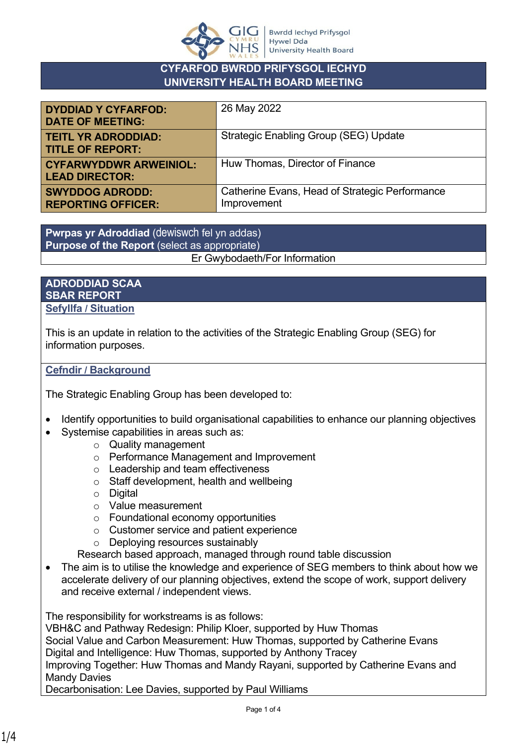# CYFARFOD BWRDD PRIFYSGOL IECHYD
# UNIVERSITY HEALTH BOARD MEETING

| | |
|---|---|
| **DYDDIAD Y CYFARFOD: DATE OF MEETING:** | 26 May 2022 |
| **TEITL YR ADRODDIAD: TITLE OF REPORT:** | Strategic Enabling Group (SEG) Update |
| **CYFARWYDDWR ARWEINIOL: LEAD DIRECTOR:** | Huw Thomas, Director of Finance |
| **SWYDDOG ADRODD: REPORTING OFFICER:** | Catherine Evans, Head of Strategic Performance Improvement |

| **Pwrpas yr Adroddiad** (dewiswch fel yn addas) **Purpose of the Report** (select as appropriate) |
|---|
| Er Gwybodaeth/For Information |

## ADRODDIAD SCAA
## SBAR REPORT

### Sefyllfa / Situation

This is an update in relation to the activities of the Strategic Enabling Group (SEG) for information purposes.

### Cefndir / Background

The Strategic Enabling Group has been developed to:

- Identify opportunities to build organisational capabilities to enhance our planning objectives
- Systemise capabilities in areas such as:
  - Quality management
  - Performance Management and Improvement
  - Leadership and team effectiveness
  - Staff development, health and wellbeing
  - Digital
  - Value measurement
  - Foundational economy opportunities
  - Customer service and patient experience
  - Deploying resources sustainably

  Research based approach, managed through round table discussion
- The aim is to utilise the knowledge and experience of SEG members to think about how we accelerate delivery of our planning objectives, extend the scope of work, support delivery and receive external / independent views.

The responsibility for workstreams is as follows:
VBH&C and Pathway Redesign: Philip Kloer, supported by Huw Thomas
Social Value and Carbon Measurement: Huw Thomas, supported by Catherine Evans
Digital and Intelligence: Huw Thomas, supported by Anthony Tracey
Improving Together: Huw Thomas and Mandy Rayani, supported by Catherine Evans and Mandy Davies
Decarbonisation: Lee Davies, supported by Paul Williams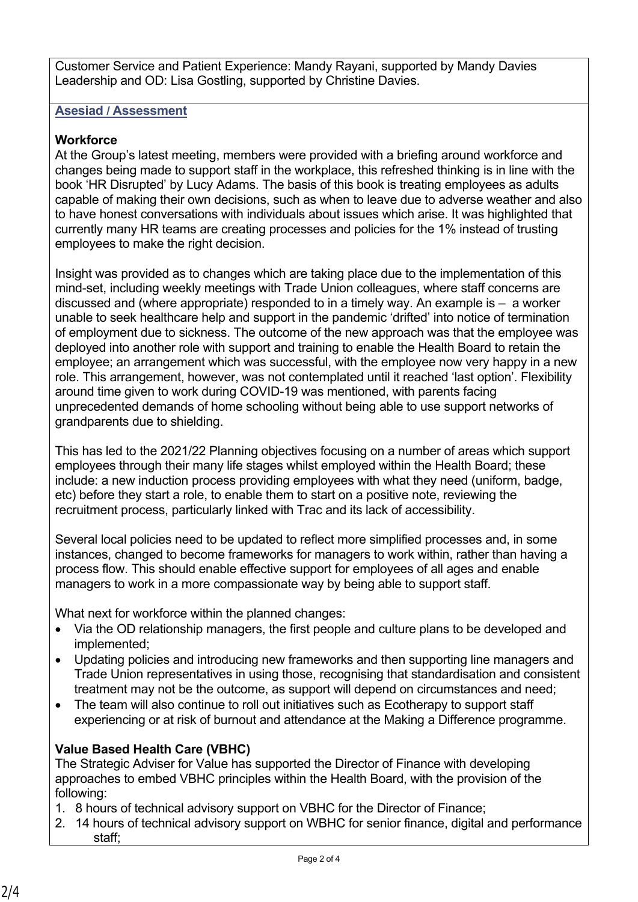Customer Service and Patient Experience: Mandy Rayani, supported by Mandy Davies
Leadership and OD: Lisa Gostling, supported by Christine Davies.

## Asesiad / Assessment

### Workforce

At the Group's latest meeting, members were provided with a briefing around workforce and changes being made to support staff in the workplace, this refreshed thinking is in line with the book 'HR Disrupted' by Lucy Adams. The basis of this book is treating employees as adults capable of making their own decisions, such as when to leave due to adverse weather and also to have honest conversations with individuals about issues which arise. It was highlighted that currently many HR teams are creating processes and policies for the 1% instead of trusting employees to make the right decision.

Insight was provided as to changes which are taking place due to the implementation of this mind-set, including weekly meetings with Trade Union colleagues, where staff concerns are discussed and (where appropriate) responded to in a timely way. An example is – a worker unable to seek healthcare help and support in the pandemic 'drifted' into notice of termination of employment due to sickness. The outcome of the new approach was that the employee was deployed into another role with support and training to enable the Health Board to retain the employee; an arrangement which was successful, with the employee now very happy in a new role. This arrangement, however, was not contemplated until it reached 'last option'. Flexibility around time given to work during COVID-19 was mentioned, with parents facing unprecedented demands of home schooling without being able to use support networks of grandparents due to shielding.

This has led to the 2021/22 Planning objectives focusing on a number of areas which support employees through their many life stages whilst employed within the Health Board; these include: a new induction process providing employees with what they need (uniform, badge, etc) before they start a role, to enable them to start on a positive note, reviewing the recruitment process, particularly linked with Trac and its lack of accessibility.

Several local policies need to be updated to reflect more simplified processes and, in some instances, changed to become frameworks for managers to work within, rather than having a process flow. This should enable effective support for employees of all ages and enable managers to work in a more compassionate way by being able to support staff.

What next for workforce within the planned changes:

- Via the OD relationship managers, the first people and culture plans to be developed and implemented;
- Updating policies and introducing new frameworks and then supporting line managers and Trade Union representatives in using those, recognising that standardisation and consistent treatment may not be the outcome, as support will depend on circumstances and need;
- The team will also continue to roll out initiatives such as Ecotherapy to support staff experiencing or at risk of burnout and attendance at the Making a Difference programme.

### Value Based Health Care (VBHC)

The Strategic Adviser for Value has supported the Director of Finance with developing approaches to embed VBHC principles within the Health Board, with the provision of the following:

1. 8 hours of technical advisory support on VBHC for the Director of Finance;
2. 14 hours of technical advisory support on WBHC for senior finance, digital and performance staff;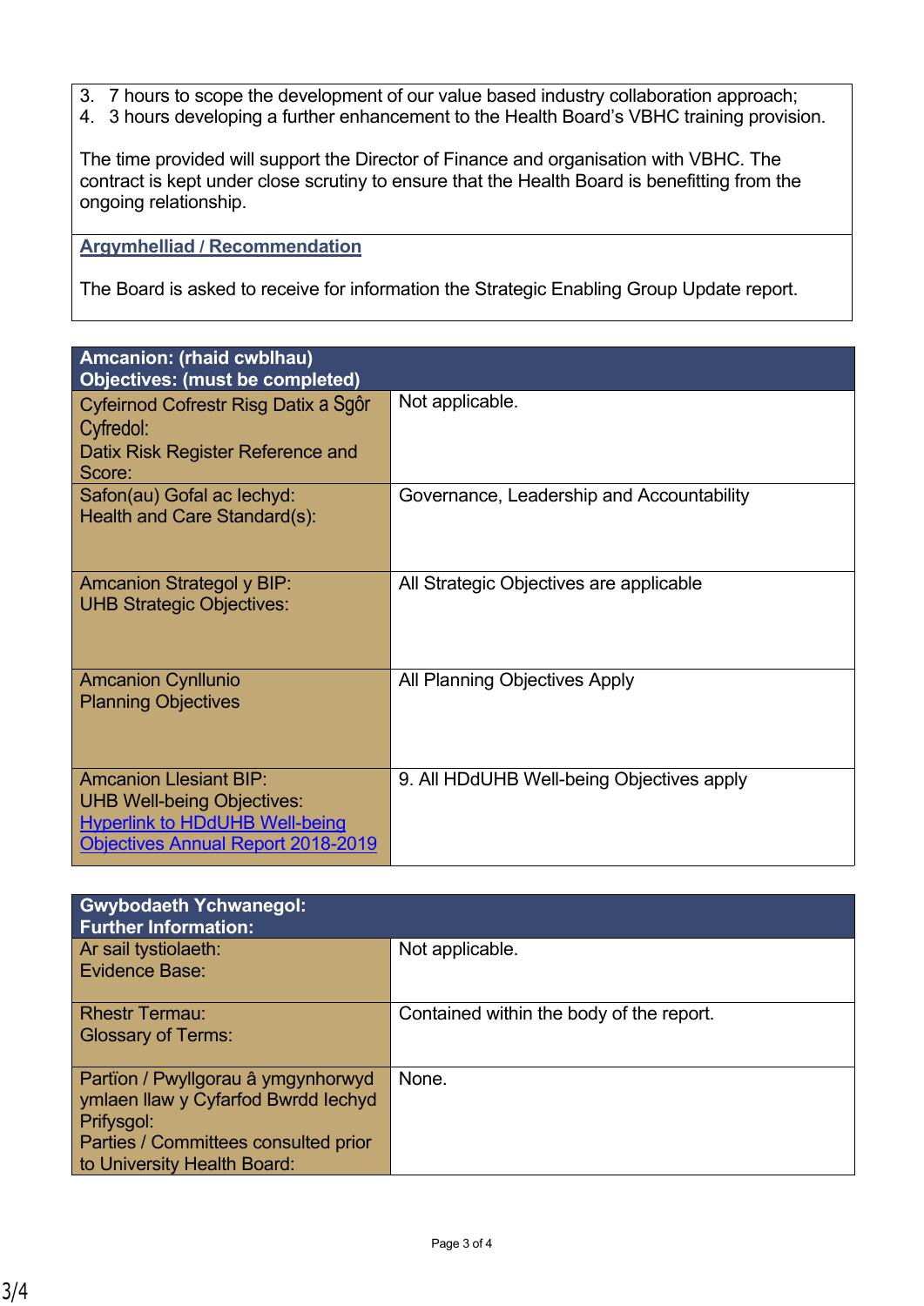3. 7 hours to scope the development of our value based industry collaboration approach;
4. 3 hours developing a further enhancement to the Health Board's VBHC training provision.

The time provided will support the Director of Finance and organisation with VBHC. The contract is kept under close scrutiny to ensure that the Health Board is benefitting from the ongoing relationship.

**Argymhelliad / Recommendation**

The Board is asked to receive for information the Strategic Enabling Group Update report.

| **Amcanion: (rhaid cwblhau)<br>Objectives: (must be completed)** | |
|---|---|
| Cyfeirnod Cofrestr Risg Datix a Sgôr Cyfredol:<br>Datix Risk Register Reference and Score: | Not applicable. |
| Safon(au) Gofal ac Iechyd:<br>Health and Care Standard(s): | Governance, Leadership and Accountability |
| Amcanion Strategol y BIP:<br>UHB Strategic Objectives: | All Strategic Objectives are applicable |
| Amcanion Cynllunio<br>Planning Objectives | All Planning Objectives Apply |
| Amcanion Llesiant BIP:<br>UHB Well-being Objectives:<br>Hyperlink to HDdUHB Well-being Objectives Annual Report 2018-2019 | 9. All HDdUHB Well-being Objectives apply |

| **Gwybodaeth Ychwanegol:<br>Further Information:** | |
|---|---|
| Ar sail tystiolaeth:<br>Evidence Base: | Not applicable. |
| Rhestr Termau:<br>Glossary of Terms: | Contained within the body of the report. |
| Partïon / Pwyllgorau â ymgynhorwyd ymlaen llaw y Cyfarfod Bwrdd Iechyd Prifysgol:<br>Parties / Committees consulted prior to University Health Board: | None. |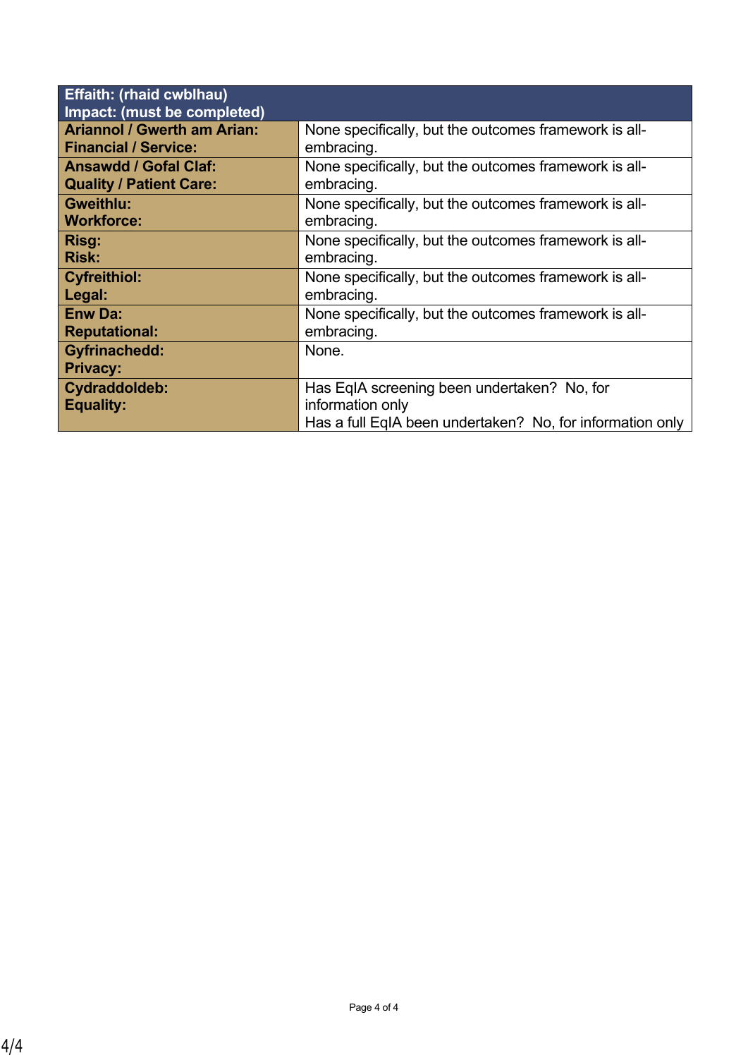| Effaith: (rhaid cwblhau)<br>Impact: (must be completed) | |
|---|---|
| **Ariannol / Gwerth am Arian:**<br>**Financial / Service:** | None specifically, but the outcomes framework is all-embracing. |
| **Ansawdd / Gofal Claf:**<br>**Quality / Patient Care:** | None specifically, but the outcomes framework is all-embracing. |
| **Gweithlu:**<br>**Workforce:** | None specifically, but the outcomes framework is all-embracing. |
| **Risg:**<br>**Risk:** | None specifically, but the outcomes framework is all-embracing. |
| **Cyfreithiol:**<br>**Legal:** | None specifically, but the outcomes framework is all-embracing. |
| **Enw Da:**<br>**Reputational:** | None specifically, but the outcomes framework is all-embracing. |
| **Gyfrinachedd:**<br>**Privacy:** | None. |
| **Cydraddoldeb:**<br>**Equality:** | Has EqIA screening been undertaken? No, for information only<br>Has a full EqIA been undertaken? No, for information only |